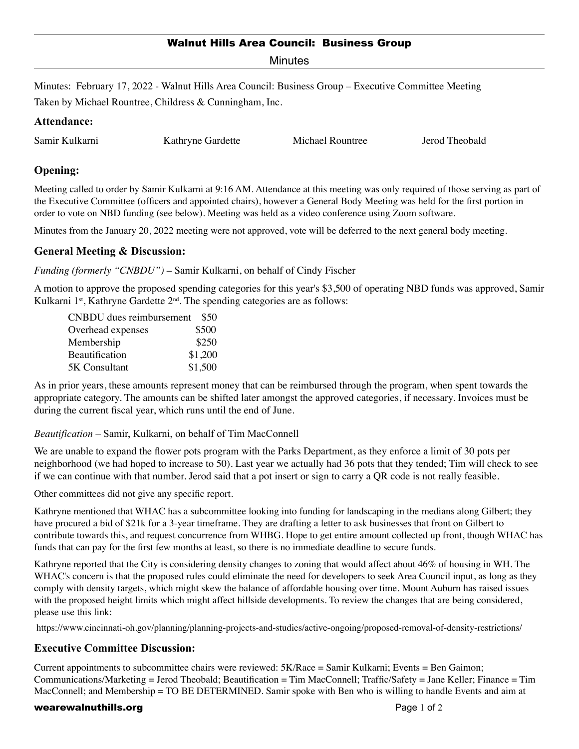# Walnut Hills Area Council: Business Group

Minutes

Minutes: February 17, 2022 - Walnut Hills Area Council: Business Group – Executive Committee Meeting

Taken by Michael Rountree, Childress & Cunningham, Inc.

## Attendance:

Samir Kulkarni    Kathryne Gardette    Michael Rountree    Jerod Theobald

## Opening:

Meeting called to order by Samir Kulkarni at 9:16 AM. Attendance at this meeting was only required of those serving as part of the Executive Committee (officers and appointed chairs), however a General Body Meeting was held for the first portion in order to vote on NBD funding (see below). Meeting was held as a video conference using Zoom software.

Minutes from the January 20, 2022 meeting were not approved, vote will be deferred to the next general body meeting.

## General Meeting & Discussion:

*Funding (formerly "CNBDU")* – Samir Kulkarni, on behalf of Cindy Fischer

A motion to approve the proposed spending categories for this year's $3,500 of operating NBD funds was approved, Samir Kulkarni 1st, Kathryne Gardette 2nd. The spending categories are as follows:

| | |
|---|---|
| CNBDU dues reimbursement | $50 |
| Overhead expenses | $500 |
| Membership | $250 |
| Beautification | $1,200 |
| 5K Consultant | $1,500 |

As in prior years, these amounts represent money that can be reimbursed through the program, when spent towards the appropriate category. The amounts can be shifted later amongst the approved categories, if necessary. Invoices must be during the current fiscal year, which runs until the end of June.

*Beautification* – Samir, Kulkarni, on behalf of Tim MacConnell

We are unable to expand the flower pots program with the Parks Department, as they enforce a limit of 30 pots per neighborhood (we had hoped to increase to 50). Last year we actually had 36 pots that they tended; Tim will check to see if we can continue with that number. Jerod said that a pot insert or sign to carry a QR code is not really feasible.

Other committees did not give any specific report.

Kathryne mentioned that WHAC has a subcommittee looking into funding for landscaping in the medians along Gilbert; they have procured a bid of $21k for a 3-year timeframe. They are drafting a letter to ask businesses that front on Gilbert to contribute towards this, and request concurrence from WHBG. Hope to get entire amount collected up front, though WHAC has funds that can pay for the first few months at least, so there is no immediate deadline to secure funds.

Kathryne reported that the City is considering density changes to zoning that would affect about 46% of housing in WH. The WHAC's concern is that the proposed rules could eliminate the need for developers to seek Area Council input, as long as they comply with density targets, which might skew the balance of affordable housing over time. Mount Auburn has raised issues with the proposed height limits which might affect hillside developments. To review the changes that are being considered, please use this link:

https://www.cincinnati-oh.gov/planning/planning-projects-and-studies/active-ongoing/proposed-removal-of-density-restrictions/

## Executive Committee Discussion:

Current appointments to subcommittee chairs were reviewed: 5K/Race = Samir Kulkarni; Events = Ben Gaimon; Communications/Marketing = Jerod Theobald; Beautification = Tim MacConnell; Traffic/Safety = Jane Keller; Finance = Tim MacConnell; and Membership = TO BE DETERMINED. Samir spoke with Ben who is willing to handle Events and aim at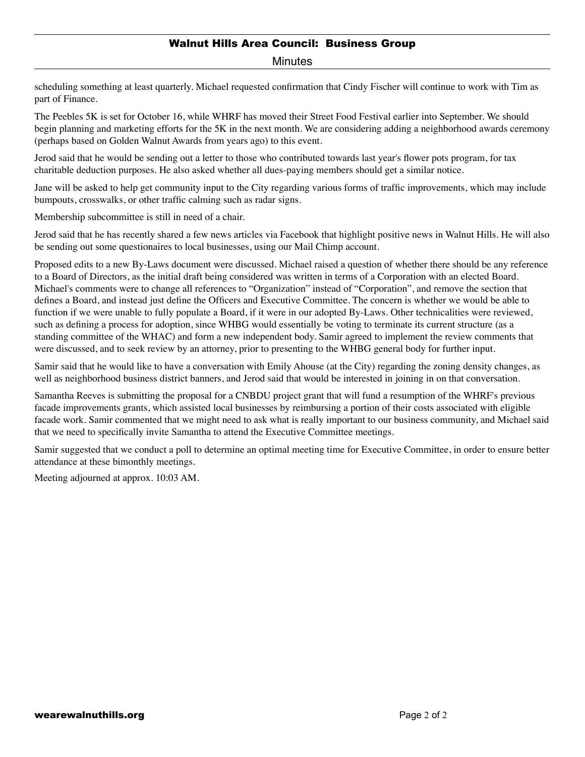scheduling something at least quarterly. Michael requested confirmation that Cindy Fischer will continue to work with Tim as part of Finance.

The Peebles 5K is set for October 16, while WHRF has moved their Street Food Festival earlier into September. We should begin planning and marketing efforts for the 5K in the next month. We are considering adding a neighborhood awards ceremony (perhaps based on Golden Walnut Awards from years ago) to this event.

Jerod said that he would be sending out a letter to those who contributed towards last year's flower pots program, for tax charitable deduction purposes. He also asked whether all dues-paying members should get a similar notice.

Jane will be asked to help get community input to the City regarding various forms of traffic improvements, which may include bumpouts, crosswalks, or other traffic calming such as radar signs.

Membership subcommittee is still in need of a chair.

Jerod said that he has recently shared a few news articles via Facebook that highlight positive news in Walnut Hills. He will also be sending out some questionaires to local businesses, using our Mail Chimp account.

Proposed edits to a new By-Laws document were discussed. Michael raised a question of whether there should be any reference to a Board of Directors, as the initial draft being considered was written in terms of a Corporation with an elected Board. Michael's comments were to change all references to "Organization" instead of "Corporation", and remove the section that defines a Board, and instead just define the Officers and Executive Committee. The concern is whether we would be able to function if we were unable to fully populate a Board, if it were in our adopted By-Laws. Other technicalities were reviewed, such as defining a process for adoption, since WHBG would essentially be voting to terminate its current structure (as a standing committee of the WHAC) and form a new independent body. Samir agreed to implement the review comments that were discussed, and to seek review by an attorney, prior to presenting to the WHBG general body for further input.

Samir said that he would like to have a conversation with Emily Ahouse (at the City) regarding the zoning density changes, as well as neighborhood business district banners, and Jerod said that would be interested in joining in on that conversation.

Samantha Reeves is submitting the proposal for a CNBDU project grant that will fund a resumption of the WHRF's previous facade improvements grants, which assisted local businesses by reimbursing a portion of their costs associated with eligible facade work. Samir commented that we might need to ask what is really important to our business community, and Michael said that we need to specifically invite Samantha to attend the Executive Committee meetings.

Samir suggested that we conduct a poll to determine an optimal meeting time for Executive Committee, in order to ensure better attendance at these bimonthly meetings.

Meeting adjourned at approx. 10:03 AM.